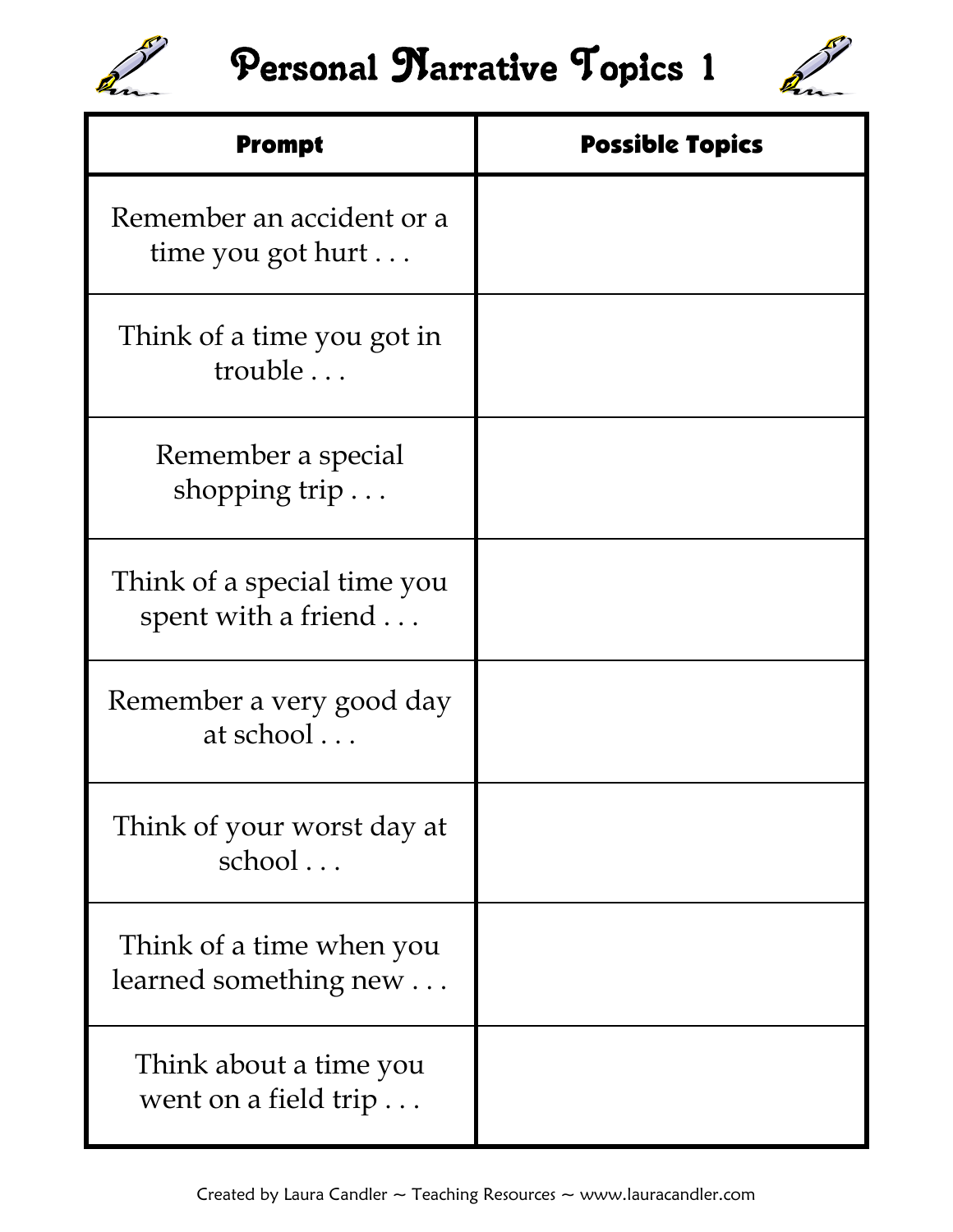# Personal Narrative Topics 1

| Prompt | Possible Topics |
|---|---|
| Remember an accident or a time you got hurt . . . | |
| Think of a time you got in trouble . . . | |
| Remember a special shopping trip . . . | |
| Think of a special time you spent with a friend . . . | |
| Remember a very good day at school . . . | |
| Think of your worst day at school . . . | |
| Think of a time when you learned something new . . . | |
| Think about a time you went on a field trip . . . | |

Created by Laura Candler ~ Teaching Resources ~ www.lauracandler.com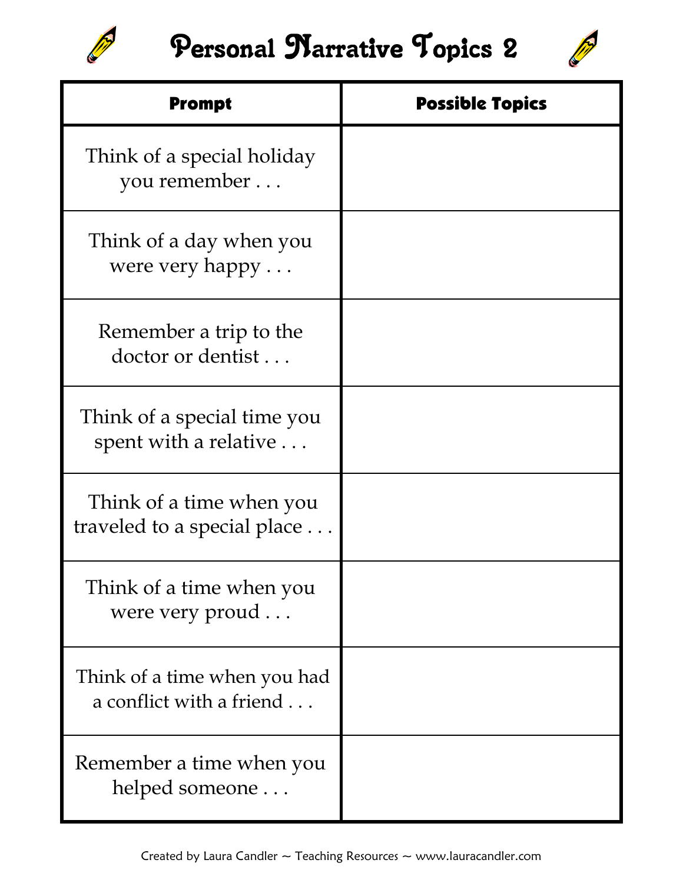# Personal Narrative Topics 2

| Prompt | Possible Topics |
|---|---|
| Think of a special holiday you remember . . . | |
| Think of a day when you were very happy . . . | |
| Remember a trip to the doctor or dentist . . . | |
| Think of a special time you spent with a relative . . . | |
| Think of a time when you traveled to a special place . . . | |
| Think of a time when you were very proud . . . | |
| Think of a time when you had a conflict with a friend . . . | |
| Remember a time when you helped someone . . . | |

Created by Laura Candler ~ Teaching Resources ~ www.lauracandler.com